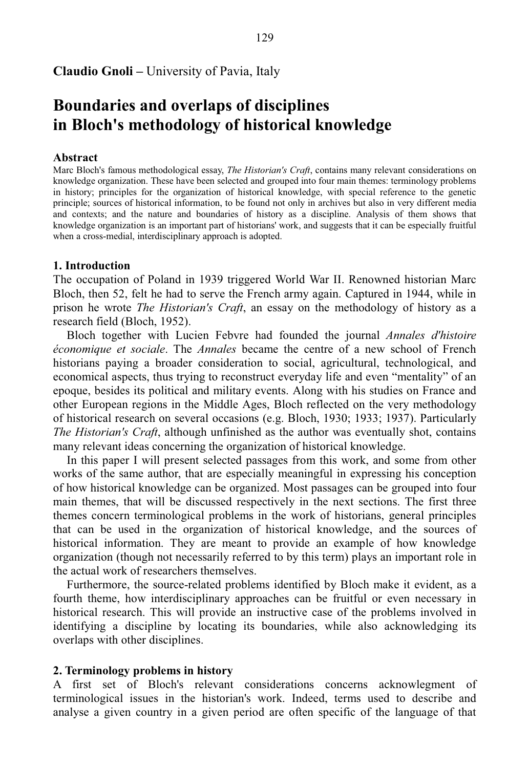**Claudio Gnoli** – University of Pavia, Italy

# Boundaries and overlaps of disciplines in Bloch's methodology of historical knowledge

## Abstract

Marc Bloch's famous methodological essay, *The Historian's Craft*, contains many relevant considerations on knowledge organization. These have been selected and grouped into four main themes: terminology problems in history; principles for the organization of historical knowledge, with special reference to the genetic principle; sources of historical information, to be found not only in archives but also in very different media and contexts; and the nature and boundaries of history as a discipline. Analysis of them shows that knowledge organization is an important part of historians' work, and suggests that it can be especially fruitful when a cross-medial, interdisciplinary approach is adopted.

## 1. Introduction

The occupation of Poland in 1939 triggered World War II. Renowned historian Marc Bloch, then 52, felt he had to serve the French army again. Captured in 1944, while in prison he wrote *The Historian's Craft*, an essay on the methodology of history as a research field (Bloch, 1952).

Bloch together with Lucien Febvre had founded the journal *Annales d'histoire économique et sociale*. The *Annales* became the centre of a new school of French historians paying a broader consideration to social, agricultural, technological, and economical aspects, thus trying to reconstruct everyday life and even "mentality" of an epoque, besides its political and military events. Along with his studies on France and other European regions in the Middle Ages, Bloch reflected on the very methodology of historical research on several occasions (e.g. Bloch, 1930; 1933; 1937). Particularly *The Historian's Craft*, although unfinished as the author was eventually shot, contains many relevant ideas concerning the organization of historical knowledge.

In this paper I will present selected passages from this work, and some from other works of the same author, that are especially meaningful in expressing his conception of how historical knowledge can be organized. Most passages can be grouped into four main themes, that will be discussed respectively in the next sections. The first three themes concern terminological problems in the work of historians, general principles that can be used in the organization of historical knowledge, and the sources of historical information. They are meant to provide an example of how knowledge organization (though not necessarily referred to by this term) plays an important role in the actual work of researchers themselves.

Furthermore, the source-related problems identified by Bloch make it evident, as a fourth theme, how interdisciplinary approaches can be fruitful or even necessary in historical research. This will provide an instructive case of the problems involved in identifying a discipline by locating its boundaries, while also acknowledging its overlaps with other disciplines.

## 2. Terminology problems in history

A first set of Bloch's relevant considerations concerns acknowlegment of terminological issues in the historian's work. Indeed, terms used to describe and analyse a given country in a given period are often specific of the language of that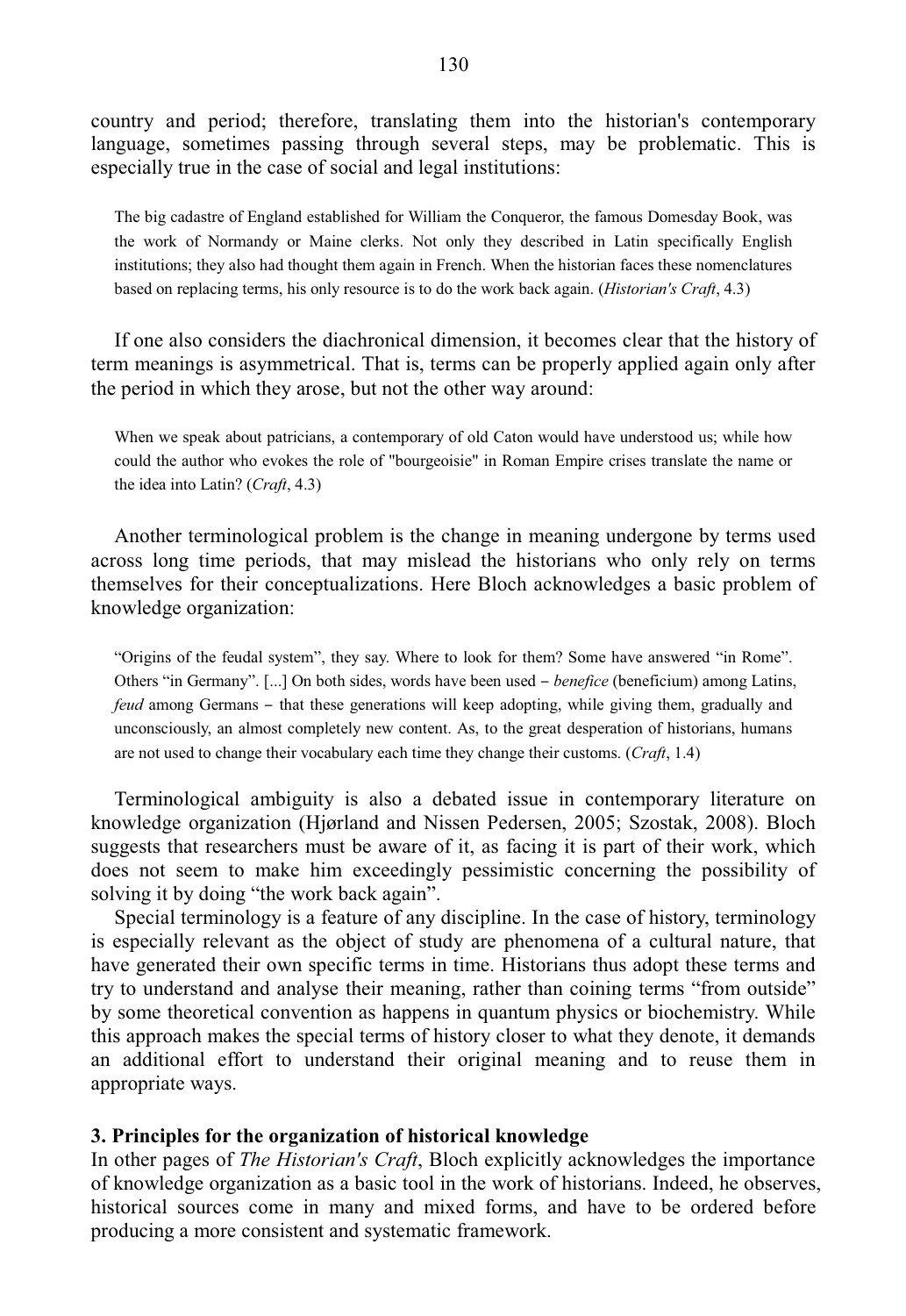country and period; therefore, translating them into the historian's contemporary language, sometimes passing through several steps, may be problematic. This is especially true in the case of social and legal institutions:

> The big cadastre of England established for William the Conqueror, the famous Domesday Book, was the work of Normandy or Maine clerks. Not only they described in Latin specifically English institutions; they also had thought them again in French. When the historian faces these nomenclatures based on replacing terms, his only resource is to do the work back again. (*Historian's Craft*, 4.3)

If one also considers the diachronical dimension, it becomes clear that the history of term meanings is asymmetrical. That is, terms can be properly applied again only after the period in which they arose, but not the other way around:

> When we speak about patricians, a contemporary of old Caton would have understood us; while how could the author who evokes the role of "bourgeoisie" in Roman Empire crises translate the name or the idea into Latin? (*Craft*, 4.3)

Another terminological problem is the change in meaning undergone by terms used across long time periods, that may mislead the historians who only rely on terms themselves for their conceptualizations. Here Bloch acknowledges a basic problem of knowledge organization:

> "Origins of the feudal system", they say. Where to look for them? Some have answered "in Rome". Others "in Germany". [...] On both sides, words have been used – *benefice* (beneficium) among Latins, *feud* among Germans – that these generations will keep adopting, while giving them, gradually and unconsciously, an almost completely new content. As, to the great desperation of historians, humans are not used to change their vocabulary each time they change their customs. (*Craft*, 1.4)

Terminological ambiguity is also a debated issue in contemporary literature on knowledge organization (Hjørland and Nissen Pedersen, 2005; Szostak, 2008). Bloch suggests that researchers must be aware of it, as facing it is part of their work, which does not seem to make him exceedingly pessimistic concerning the possibility of solving it by doing "the work back again".

Special terminology is a feature of any discipline. In the case of history, terminology is especially relevant as the object of study are phenomena of a cultural nature, that have generated their own specific terms in time. Historians thus adopt these terms and try to understand and analyse their meaning, rather than coining terms "from outside" by some theoretical convention as happens in quantum physics or biochemistry. While this approach makes the special terms of history closer to what they denote, it demands an additional effort to understand their original meaning and to reuse them in appropriate ways.

## 3. Principles for the organization of historical knowledge

In other pages of *The Historian's Craft*, Bloch explicitly acknowledges the importance of knowledge organization as a basic tool in the work of historians. Indeed, he observes, historical sources come in many and mixed forms, and have to be ordered before producing a more consistent and systematic framework.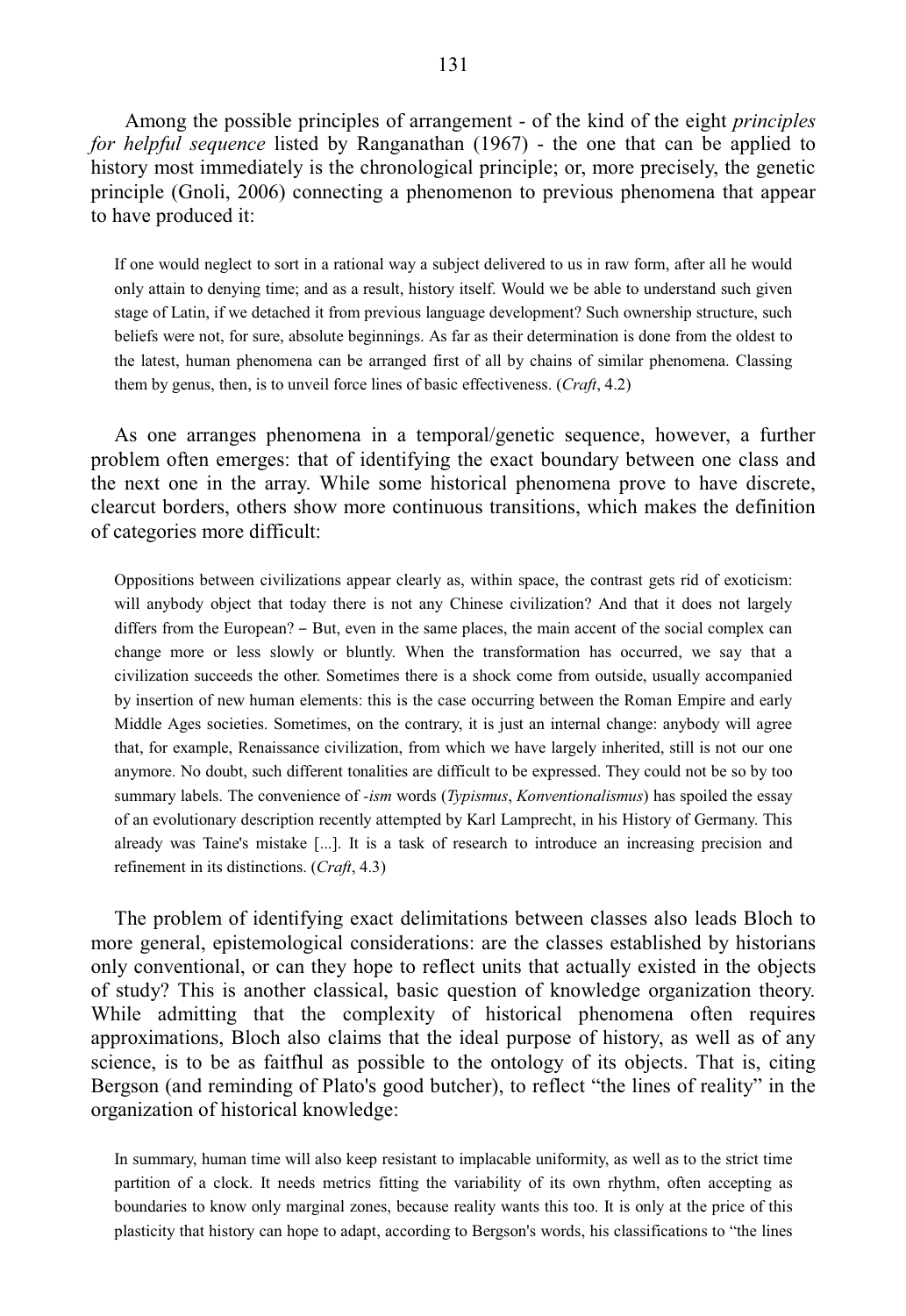Among the possible principles of arrangement - of the kind of the eight *principles for helpful sequence* listed by Ranganathan (1967) - the one that can be applied to history most immediately is the chronological principle; or, more precisely, the genetic principle (Gnoli, 2006) connecting a phenomenon to previous phenomena that appear to have produced it:

> If one would neglect to sort in a rational way a subject delivered to us in raw form, after all he would only attain to denying time; and as a result, history itself. Would we be able to understand such given stage of Latin, if we detached it from previous language development? Such ownership structure, such beliefs were not, for sure, absolute beginnings. As far as their determination is done from the oldest to the latest, human phenomena can be arranged first of all by chains of similar phenomena. Classing them by genus, then, is to unveil force lines of basic effectiveness. (*Craft*, 4.2)

As one arranges phenomena in a temporal/genetic sequence, however, a further problem often emerges: that of identifying the exact boundary between one class and the next one in the array. While some historical phenomena prove to have discrete, clearcut borders, others show more continuous transitions, which makes the definition of categories more difficult:

> Oppositions between civilizations appear clearly as, within space, the contrast gets rid of exoticism: will anybody object that today there is not any Chinese civilization? And that it does not largely differs from the European? – But, even in the same places, the main accent of the social complex can change more or less slowly or bluntly. When the transformation has occurred, we say that a civilization succeeds the other. Sometimes there is a shock come from outside, usually accompanied by insertion of new human elements: this is the case occurring between the Roman Empire and early Middle Ages societies. Sometimes, on the contrary, it is just an internal change: anybody will agree that, for example, Renaissance civilization, from which we have largely inherited, still is not our one anymore. No doubt, such different tonalities are difficult to be expressed. They could not be so by too summary labels. The convenience of *-ism* words (*Typismus*, *Konventionalismus*) has spoiled the essay of an evolutionary description recently attempted by Karl Lamprecht, in his History of Germany. This already was Taine's mistake [...]. It is a task of research to introduce an increasing precision and refinement in its distinctions. (*Craft*, 4.3)

The problem of identifying exact delimitations between classes also leads Bloch to more general, epistemological considerations: are the classes established by historians only conventional, or can they hope to reflect units that actually existed in the objects of study? This is another classical, basic question of knowledge organization theory. While admitting that the complexity of historical phenomena often requires approximations, Bloch also claims that the ideal purpose of history, as well as of any science, is to be as faitfhul as possible to the ontology of its objects. That is, citing Bergson (and reminding of Plato's good butcher), to reflect "the lines of reality" in the organization of historical knowledge:

> In summary, human time will also keep resistant to implacable uniformity, as well as to the strict time partition of a clock. It needs metrics fitting the variability of its own rhythm, often accepting as boundaries to know only marginal zones, because reality wants this too. It is only at the price of this plasticity that history can hope to adapt, according to Bergson's words, his classifications to "the lines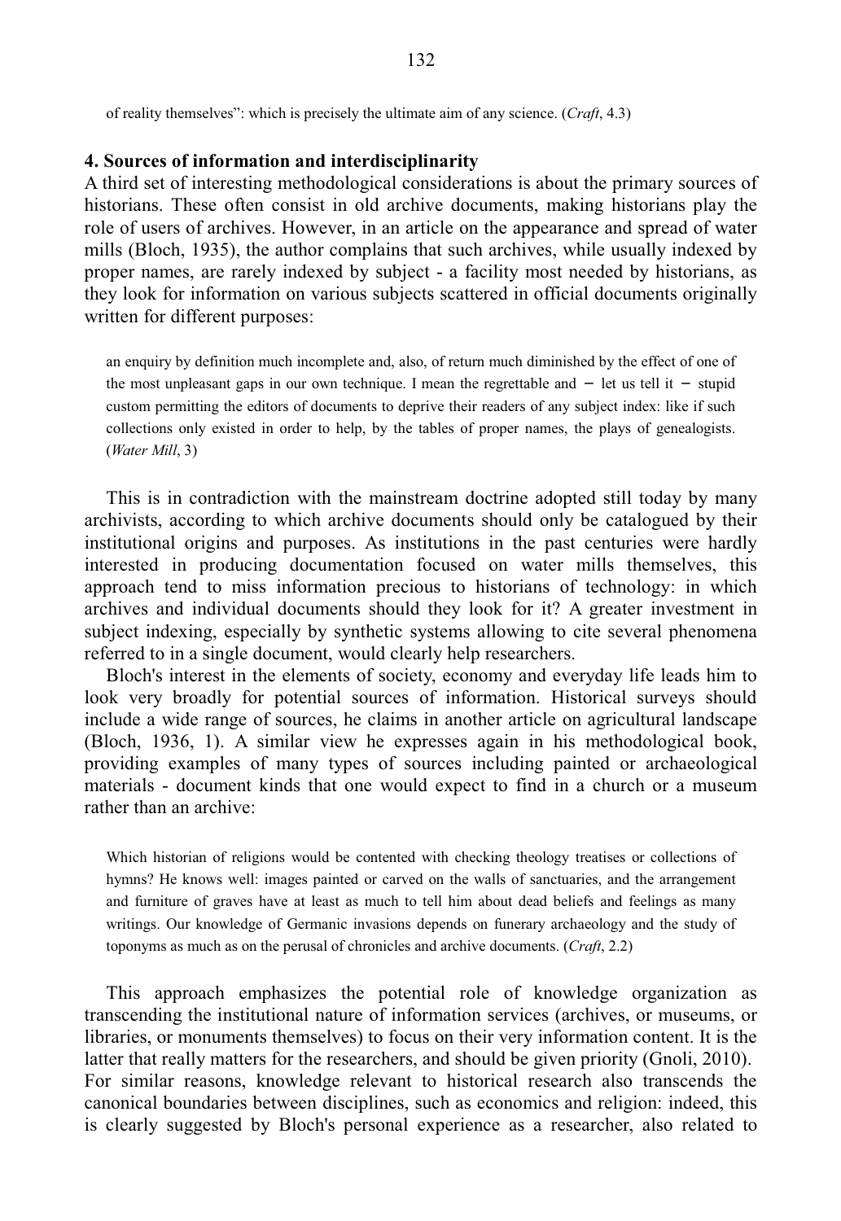of reality themselves": which is precisely the ultimate aim of any science. (*Craft*, 4.3)

## 4. Sources of information and interdisciplinarity

A third set of interesting methodological considerations is about the primary sources of historians. These often consist in old archive documents, making historians play the role of users of archives. However, in an article on the appearance and spread of water mills (Bloch, 1935), the author complains that such archives, while usually indexed by proper names, are rarely indexed by subject - a facility most needed by historians, as they look for information on various subjects scattered in official documents originally written for different purposes:

> an enquiry by definition much incomplete and, also, of return much diminished by the effect of one of the most unpleasant gaps in our own technique. I mean the regrettable and – let us tell it – stupid custom permitting the editors of documents to deprive their readers of any subject index: like if such collections only existed in order to help, by the tables of proper names, the plays of genealogists. (*Water Mill*, 3)

This is in contradiction with the mainstream doctrine adopted still today by many archivists, according to which archive documents should only be catalogued by their institutional origins and purposes. As institutions in the past centuries were hardly interested in producing documentation focused on water mills themselves, this approach tend to miss information precious to historians of technology: in which archives and individual documents should they look for it? A greater investment in subject indexing, especially by synthetic systems allowing to cite several phenomena referred to in a single document, would clearly help researchers.

Bloch's interest in the elements of society, economy and everyday life leads him to look very broadly for potential sources of information. Historical surveys should include a wide range of sources, he claims in another article on agricultural landscape (Bloch, 1936, 1). A similar view he expresses again in his methodological book, providing examples of many types of sources including painted or archaeological materials - document kinds that one would expect to find in a church or a museum rather than an archive:

> Which historian of religions would be contented with checking theology treatises or collections of hymns? He knows well: images painted or carved on the walls of sanctuaries, and the arrangement and furniture of graves have at least as much to tell him about dead beliefs and feelings as many writings. Our knowledge of Germanic invasions depends on funerary archaeology and the study of toponyms as much as on the perusal of chronicles and archive documents. (*Craft*, 2.2)

This approach emphasizes the potential role of knowledge organization as transcending the institutional nature of information services (archives, or museums, or libraries, or monuments themselves) to focus on their very information content. It is the latter that really matters for the researchers, and should be given priority (Gnoli, 2010). For similar reasons, knowledge relevant to historical research also transcends the canonical boundaries between disciplines, such as economics and religion: indeed, this is clearly suggested by Bloch's personal experience as a researcher, also related to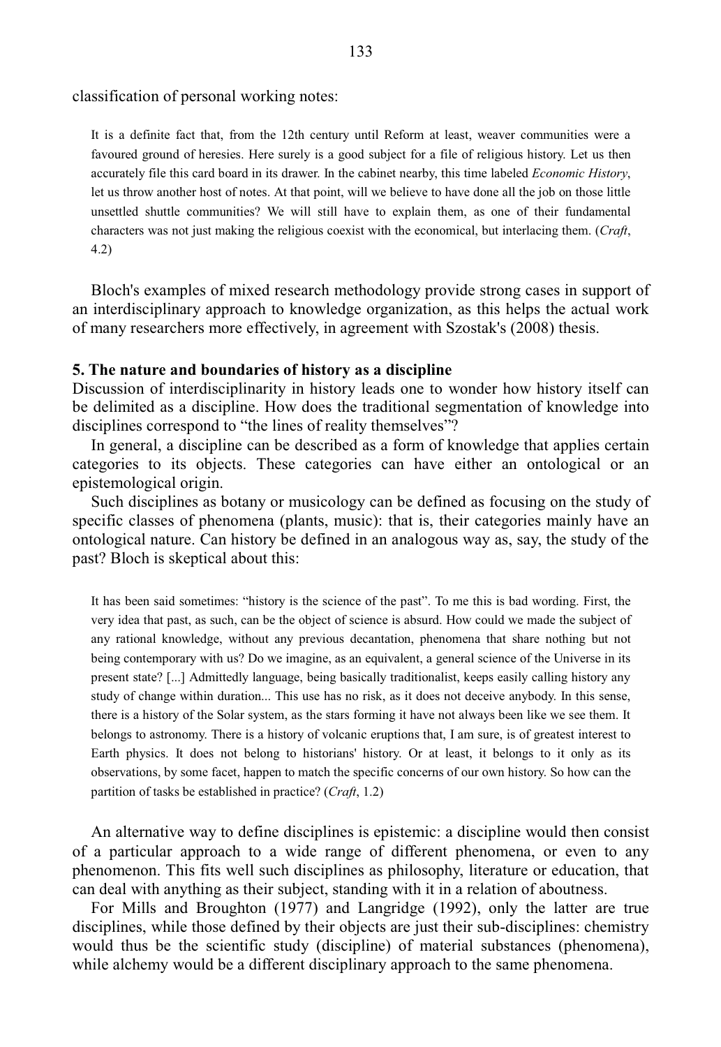classification of personal working notes:

> It is a definite fact that, from the 12th century until Reform at least, weaver communities were a favoured ground of heresies. Here surely is a good subject for a file of religious history. Let us then accurately file this card board in its drawer. In the cabinet nearby, this time labeled *Economic History*, let us throw another host of notes. At that point, will we believe to have done all the job on those little unsettled shuttle communities? We will still have to explain them, as one of their fundamental characters was not just making the religious coexist with the economical, but interlacing them. (*Craft*, 4.2)

Bloch's examples of mixed research methodology provide strong cases in support of an interdisciplinary approach to knowledge organization, as this helps the actual work of many researchers more effectively, in agreement with Szostak's (2008) thesis.

**5. The nature and boundaries of history as a discipline**

Discussion of interdisciplinarity in history leads one to wonder how history itself can be delimited as a discipline. How does the traditional segmentation of knowledge into disciplines correspond to "the lines of reality themselves"?

In general, a discipline can be described as a form of knowledge that applies certain categories to its objects. These categories can have either an ontological or an epistemological origin.

Such disciplines as botany or musicology can be defined as focusing on the study of specific classes of phenomena (plants, music): that is, their categories mainly have an ontological nature. Can history be defined in an analogous way as, say, the study of the past? Bloch is skeptical about this:

> It has been said sometimes: "history is the science of the past". To me this is bad wording. First, the very idea that past, as such, can be the object of science is absurd. How could we made the subject of any rational knowledge, without any previous decantation, phenomena that share nothing but not being contemporary with us? Do we imagine, as an equivalent, a general science of the Universe in its present state? [...] Admittedly language, being basically traditionalist, keeps easily calling history any study of change within duration... This use has no risk, as it does not deceive anybody. In this sense, there is a history of the Solar system, as the stars forming it have not always been like we see them. It belongs to astronomy. There is a history of volcanic eruptions that, I am sure, is of greatest interest to Earth physics. It does not belong to historians' history. Or at least, it belongs to it only as its observations, by some facet, happen to match the specific concerns of our own history. So how can the partition of tasks be established in practice? (*Craft*, 1.2)

An alternative way to define disciplines is epistemic: a discipline would then consist of a particular approach to a wide range of different phenomena, or even to any phenomenon. This fits well such disciplines as philosophy, literature or education, that can deal with anything as their subject, standing with it in a relation of aboutness.

For Mills and Broughton (1977) and Langridge (1992), only the latter are true disciplines, while those defined by their objects are just their sub-disciplines: chemistry would thus be the scientific study (discipline) of material substances (phenomena), while alchemy would be a different disciplinary approach to the same phenomena.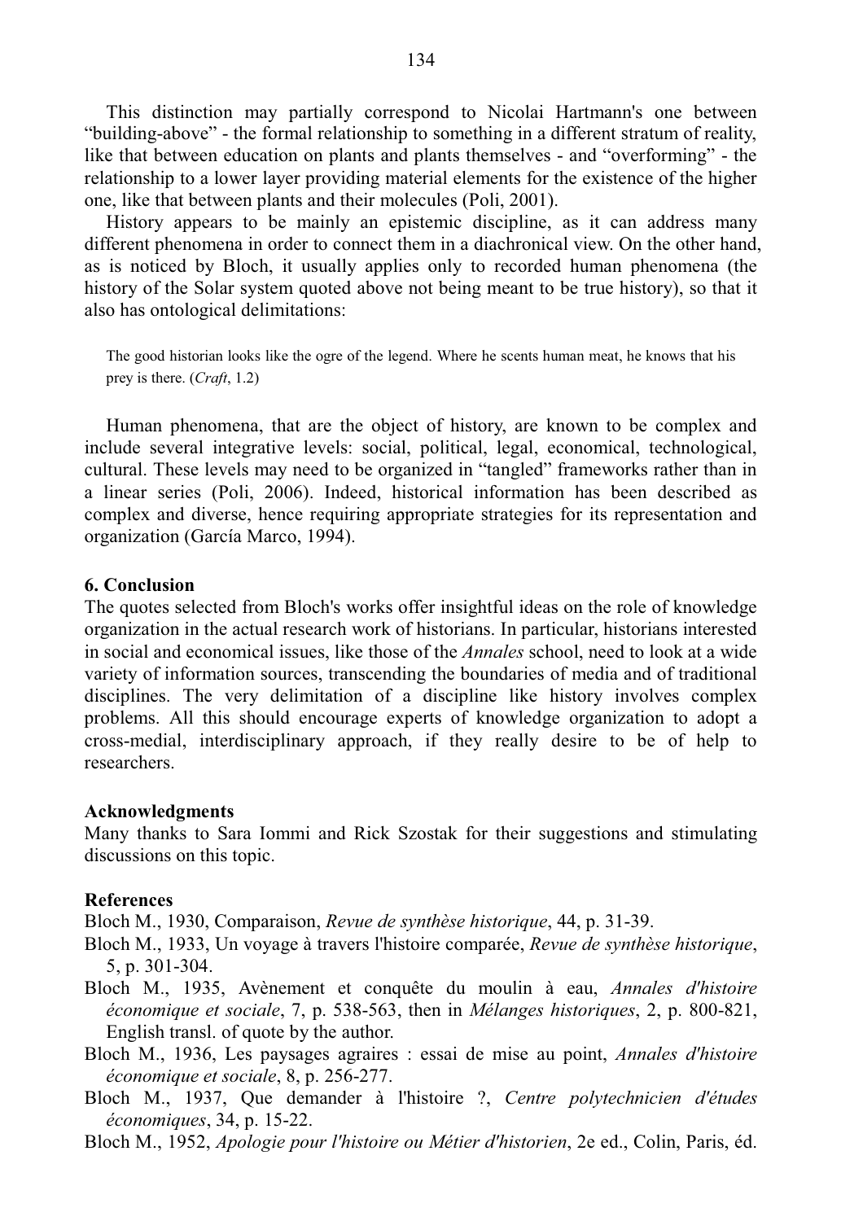This distinction may partially correspond to Nicolai Hartmann's one between “building-above” - the formal relationship to something in a different stratum of reality, like that between education on plants and plants themselves - and “overforming” - the relationship to a lower layer providing material elements for the existence of the higher one, like that between plants and their molecules (Poli, 2001).

History appears to be mainly an epistemic discipline, as it can address many different phenomena in order to connect them in a diachronical view. On the other hand, as is noticed by Bloch, it usually applies only to recorded human phenomena (the history of the Solar system quoted above not being meant to be true history), so that it also has ontological delimitations:

> The good historian looks like the ogre of the legend. Where he scents human meat, he knows that his prey is there. (*Craft*, 1.2)

Human phenomena, that are the object of history, are known to be complex and include several integrative levels: social, political, legal, economical, technological, cultural. These levels may need to be organized in “tangled” frameworks rather than in a linear series (Poli, 2006). Indeed, historical information has been described as complex and diverse, hence requiring appropriate strategies for its representation and organization (García Marco, 1994).

## 6. Conclusion

The quotes selected from Bloch's works offer insightful ideas on the role of knowledge organization in the actual research work of historians. In particular, historians interested in social and economical issues, like those of the *Annales* school, need to look at a wide variety of information sources, transcending the boundaries of media and of traditional disciplines. The very delimitation of a discipline like history involves complex problems. All this should encourage experts of knowledge organization to adopt a cross-medial, interdisciplinary approach, if they really desire to be of help to researchers.

## Acknowledgments

Many thanks to Sara Iommi and Rick Szostak for their suggestions and stimulating discussions on this topic.

## References

Bloch M., 1930, Comparaison, *Revue de synthèse historique*, 44, p. 31-39.

Bloch M., 1933, Un voyage à travers l'histoire comparée, *Revue de synthèse historique*, 5, p. 301-304.

Bloch M., 1935, Avènement et conquête du moulin à eau, *Annales d'histoire économique et sociale*, 7, p. 538-563, then in *Mélanges historiques*, 2, p. 800-821, English transl. of quote by the author.

Bloch M., 1936, Les paysages agraires : essai de mise au point, *Annales d'histoire économique et sociale*, 8, p. 256-277.

Bloch M., 1937, Que demander à l'histoire ?, *Centre polytechnicien d'études économiques*, 34, p. 15-22.

Bloch M., 1952, *Apologie pour l'histoire ou Métier d'historien*, 2e ed., Colin, Paris, éd.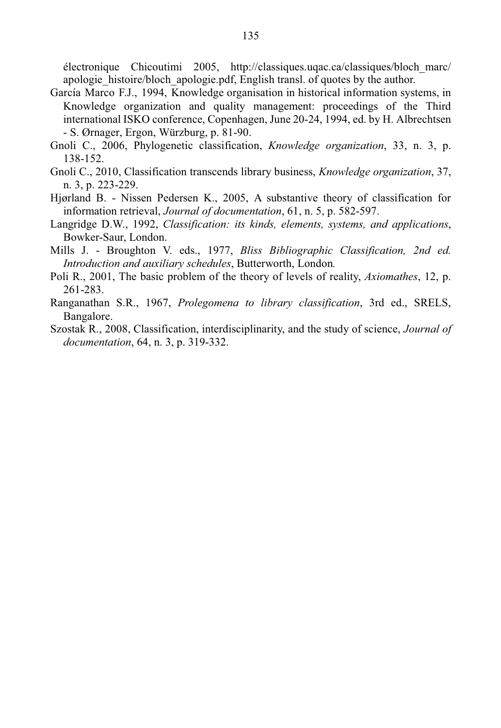électronique Chicoutimi 2005, http://classiques.uqac.ca/classiques/bloch_marc/apologie_histoire/bloch_apologie.pdf, English transl. of quotes by the author.

García Marco F.J., 1994, Knowledge organisation in historical information systems, in Knowledge organization and quality management: proceedings of the Third international ISKO conference, Copenhagen, June 20-24, 1994, ed. by H. Albrechtsen - S. Ørnager, Ergon, Würzburg, p. 81-90.

Gnoli C., 2006, Phylogenetic classification, *Knowledge organization*, 33, n. 3, p. 138-152.

Gnoli C., 2010, Classification transcends library business, *Knowledge organization*, 37, n. 3, p. 223-229.

Hjørland B. - Nissen Pedersen K., 2005, A substantive theory of classification for information retrieval, *Journal of documentation*, 61, n. 5, p. 582-597.

Langridge D.W., 1992, *Classification: its kinds, elements, systems, and applications*, Bowker-Saur, London.

Mills J. - Broughton V. eds., 1977, *Bliss Bibliographic Classification, 2nd ed. Introduction and auxiliary schedules*, Butterworth, London.

Poli R., 2001, The basic problem of the theory of levels of reality, *Axiomathes*, 12, p. 261-283.

Ranganathan S.R., 1967, *Prolegomena to library classification*, 3rd ed., SRELS, Bangalore.

Szostak R., 2008, Classification, interdisciplinarity, and the study of science, *Journal of documentation*, 64, n. 3, p. 319-332.